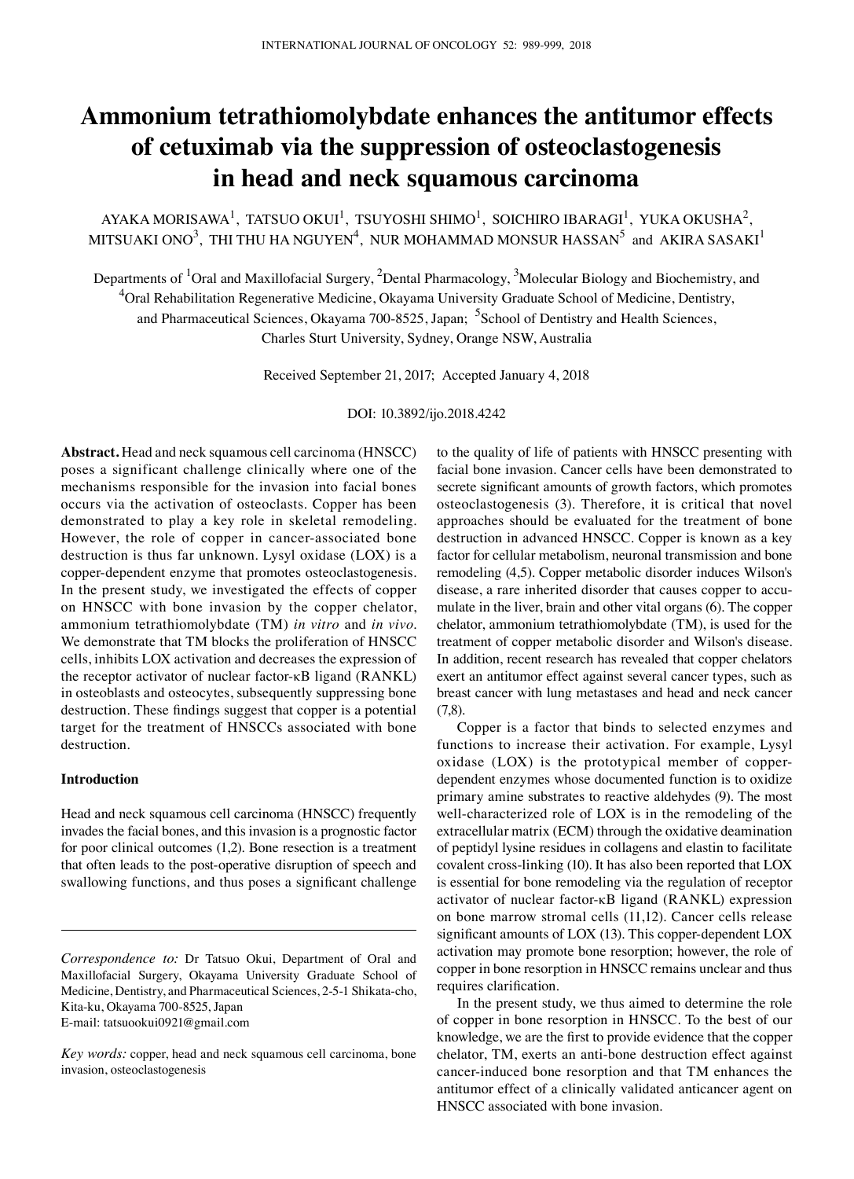# Ammonium tetrathiomolybdate enhances the antitumor effects of cetuximab via the suppression of osteoclastogenesis in head and neck squamous carcinoma

AYAKA MORISAWA[1], TATSUO OKUI[1], TSUYOSHI SHIMO[1], SOICHIRO IBARAGI[1], YUKA OKUSHA[2], MITSUAKI ONO[3], THI THU HA NGUYEN[4], NUR MOHAMMAD MONSUR HASSAN[5] and AKIRA SASAKI[1]

Departments of [1]Oral and Maxillofacial Surgery, [2]Dental Pharmacology, [3]Molecular Biology and Biochemistry, and [4]Oral Rehabilitation Regenerative Medicine, Okayama University Graduate School of Medicine, Dentistry, and Pharmaceutical Sciences, Okayama 700-8525, Japan; [5]School of Dentistry and Health Sciences, Charles Sturt University, Sydney, Orange NSW, Australia

Received September 21, 2017; Accepted January 4, 2018

DOI: 10.3892/ijo.2018.4242

**Abstract.** Head and neck squamous cell carcinoma (HNSCC) poses a significant challenge clinically where one of the mechanisms responsible for the invasion into facial bones occurs via the activation of osteoclasts. Copper has been demonstrated to play a key role in skeletal remodeling. However, the role of copper in cancer-associated bone destruction is thus far unknown. Lysyl oxidase (LOX) is a copper-dependent enzyme that promotes osteoclastogenesis. In the present study, we investigated the effects of copper on HNSCC with bone invasion by the copper chelator, ammonium tetrathiomolybdate (TM) *in vitro* and *in vivo*. We demonstrate that TM blocks the proliferation of HNSCC cells, inhibits LOX activation and decreases the expression of the receptor activator of nuclear factor-κB ligand (RANKL) in osteoblasts and osteocytes, subsequently suppressing bone destruction. These findings suggest that copper is a potential target for the treatment of HNSCCs associated with bone destruction.

## Introduction

Head and neck squamous cell carcinoma (HNSCC) frequently invades the facial bones, and this invasion is a prognostic factor for poor clinical outcomes (1,2). Bone resection is a treatment that often leads to the post-operative disruption of speech and swallowing functions, and thus poses a significant challenge to the quality of life of patients with HNSCC presenting with facial bone invasion. Cancer cells have been demonstrated to secrete significant amounts of growth factors, which promotes osteoclastogenesis (3). Therefore, it is critical that novel approaches should be evaluated for the treatment of bone destruction in advanced HNSCC. Copper is known as a key factor for cellular metabolism, neuronal transmission and bone remodeling (4,5). Copper metabolic disorder induces Wilson's disease, a rare inherited disorder that causes copper to accumulate in the liver, brain and other vital organs (6). The copper chelator, ammonium tetrathiomolybdate (TM), is used for the treatment of copper metabolic disorder and Wilson's disease. In addition, recent research has revealed that copper chelators exert an antitumor effect against several cancer types, such as breast cancer with lung metastases and head and neck cancer (7,8).

Copper is a factor that binds to selected enzymes and functions to increase their activation. For example, Lysyl oxidase (LOX) is the prototypical member of copper-dependent enzymes whose documented function is to oxidize primary amine substrates to reactive aldehydes (9). The most well-characterized role of LOX is in the remodeling of the extracellular matrix (ECM) through the oxidative deamination of peptidyl lysine residues in collagens and elastin to facilitate covalent cross-linking (10). It has also been reported that LOX is essential for bone remodeling via the regulation of receptor activator of nuclear factor-κB ligand (RANKL) expression on bone marrow stromal cells (11,12). Cancer cells release significant amounts of LOX (13). This copper-dependent LOX activation may promote bone resorption; however, the role of copper in bone resorption in HNSCC remains unclear and thus requires clarification.

In the present study, we thus aimed to determine the role of copper in bone resorption in HNSCC. To the best of our knowledge, we are the first to provide evidence that the copper chelator, TM, exerts an anti-bone destruction effect against cancer-induced bone resorption and that TM enhances the antitumor effect of a clinically validated anticancer agent on HNSCC associated with bone invasion.

*Correspondence to:* Dr Tatsuo Okui, Department of Oral and Maxillofacial Surgery, Okayama University Graduate School of Medicine, Dentistry, and Pharmaceutical Sciences, 2-5-1 Shikata-cho, Kita-ku, Okayama 700-8525, Japan
E-mail: tatsuookui0921@gmail.com

*Key words:* copper, head and neck squamous cell carcinoma, bone invasion, osteoclastogenesis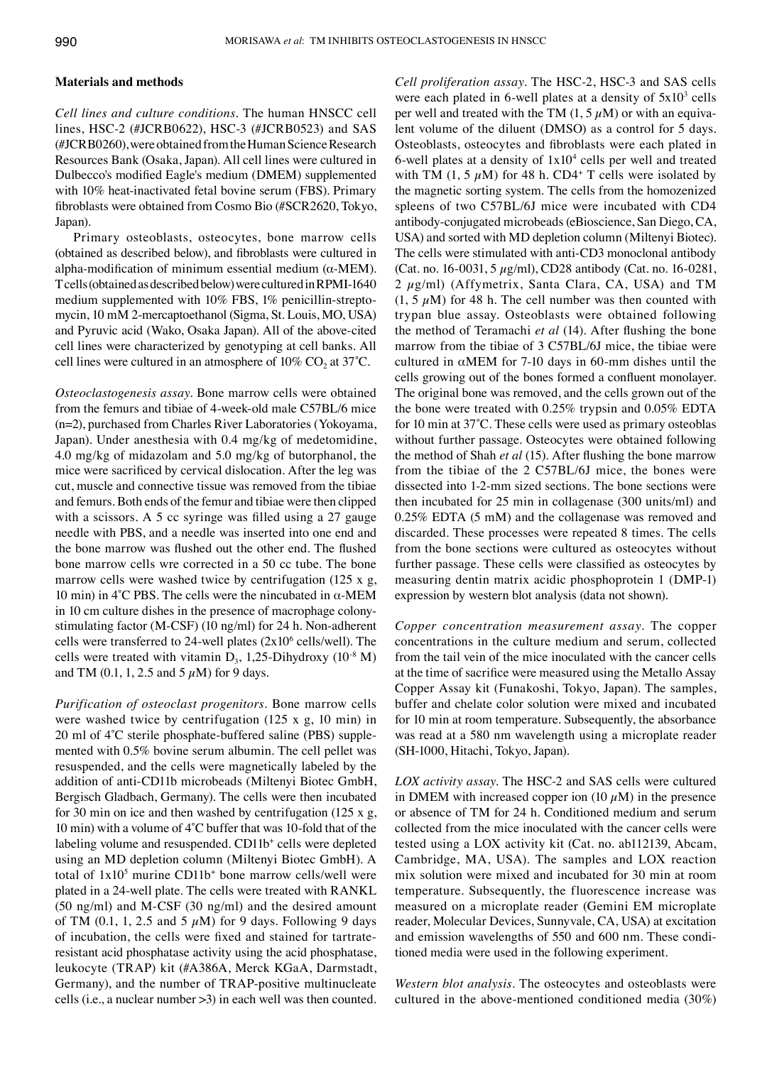## Materials and methods

*Cell lines and culture conditions.* The human HNSCC cell lines, HSC-2 (#JCRB0622), HSC-3 (#JCRB0523) and SAS (#JCRB0260), were obtained from the Human Science Research Resources Bank (Osaka, Japan). All cell lines were cultured in Dulbecco's modified Eagle's medium (DMEM) supplemented with 10% heat-inactivated fetal bovine serum (FBS). Primary fibroblasts were obtained from Cosmo Bio (#SCR2620, Tokyo, Japan).

Primary osteoblasts, osteocytes, bone marrow cells (obtained as described below), and fibroblasts were cultured in alpha-modification of minimum essential medium (α-MEM). T cells (obtained as described below) were cultured in RPMI-1640 medium supplemented with 10% FBS, 1% penicillin-streptomycin, 10 mM 2-mercaptoethanol (Sigma, St. Louis, MO, USA) and Pyruvic acid (Wako, Osaka Japan). All of the above-cited cell lines were characterized by genotyping at cell banks. All cell lines were cultured in an atmosphere of 10% $CO_2$ at 37˚C.

*Osteoclastogenesis assay.* Bone marrow cells were obtained from the femurs and tibiae of 4-week-old male C57BL/6 mice (n=2), purchased from Charles River Laboratories (Yokoyama, Japan). Under anesthesia with 0.4 mg/kg of medetomidine, 4.0 mg/kg of midazolam and 5.0 mg/kg of butorphanol, the mice were sacrificed by cervical dislocation. After the leg was cut, muscle and connective tissue was removed from the tibiae and femurs. Both ends of the femur and tibiae were then clipped with a scissors. A 5 cc syringe was filled using a 27 gauge needle with PBS, and a needle was inserted into one end and the bone marrow was flushed out the other end. The flushed bone marrow cells wre corrected in a 50 cc tube. The bone marrow cells were washed twice by centrifugation (125 x g, 10 min) in 4˚C PBS. The cells were the nincubated in α-MEM in 10 cm culture dishes in the presence of macrophage colony-stimulating factor (M-CSF) (10 ng/ml) for 24 h. Non-adherent cells were transferred to 24-well plates ($2x10^6$ cells/well). The cells were treated with vitamin $D_3$, 1,25-Dihydroxy ($10^{-8}$ M) and TM (0.1, 1, 2.5 and 5 $\mu$M) for 9 days.

*Purification of osteoclast progenitors.* Bone marrow cells were washed twice by centrifugation (125 x g, 10 min) in 20 ml of 4˚C sterile phosphate-buffered saline (PBS) supplemented with 0.5% bovine serum albumin. The cell pellet was resuspended, and the cells were magnetically labeled by the addition of anti-CD11b microbeads (Miltenyi Biotec GmbH, Bergisch Gladbach, Germany). The cells were then incubated for 30 min on ice and then washed by centrifugation (125 x g, 10 min) with a volume of 4˚C buffer that was 10-fold that of the labeling volume and resuspended. CD11b+ cells were depleted using an MD depletion column (Miltenyi Biotec GmbH). A total of $1x10^5$ murine CD11b+ bone marrow cells/well were plated in a 24-well plate. The cells were treated with RANKL (50 ng/ml) and M-CSF (30 ng/ml) and the desired amount of TM (0.1, 1, 2.5 and 5 $\mu$M) for 9 days. Following 9 days of incubation, the cells were fixed and stained for tartrate-resistant acid phosphatase activity using the acid phosphatase, leukocyte (TRAP) kit (#A386A, Merck KGaA, Darmstadt, Germany), and the number of TRAP-positive multinucleate cells (i.e., a nuclear number >3) in each well was then counted.

*Cell proliferation assay.* The HSC-2, HSC-3 and SAS cells were each plated in 6-well plates at a density of $5x10^3$ cells per well and treated with the TM (1, 5 $\mu$M) or with an equivalent volume of the diluent (DMSO) as a control for 5 days. Osteoblasts, osteocytes and fibroblasts were each plated in 6-well plates at a density of $1x10^4$ cells per well and treated with TM (1, 5 $\mu$M) for 48 h. CD4+ T cells were isolated by the magnetic sorting system. The cells from the homozenized spleens of two C57BL/6J mice were incubated with CD4 antibody-conjugated microbeads (eBioscience, San Diego, CA, USA) and sorted with MD depletion column (Miltenyi Biotec). The cells were stimulated with anti-CD3 monoclonal antibody (Cat. no. 16-0031, 5 $\mu$g/ml), CD28 antibody (Cat. no. 16-0281, 2 $\mu$g/ml) (Affymetrix, Santa Clara, CA, USA) and TM (1, 5 $\mu$M) for 48 h. The cell number was then counted with trypan blue assay. Osteoblasts were obtained following the method of Teramachi *et al* (14). After flushing the bone marrow from the tibiae of 3 C57BL/6J mice, the tibiae were cultured in αMEM for 7-10 days in 60-mm dishes until the cells growing out of the bones formed a confluent monolayer. The original bone was removed, and the cells grown out of the the bone were treated with 0.25% trypsin and 0.05% EDTA for 10 min at 37˚C. These cells were used as primary osteoblas without further passage. Osteocytes were obtained following the method of Shah *et al* (15). After flushing the bone marrow from the tibiae of the 2 C57BL/6J mice, the bones were dissected into 1-2-mm sized sections. The bone sections were then incubated for 25 min in collagenase (300 units/ml) and 0.25% EDTA (5 mM) and the collagenase was removed and discarded. These processes were repeated 8 times. The cells from the bone sections were cultured as osteocytes without further passage. These cells were classified as osteocytes by measuring dentin matrix acidic phosphoprotein 1 (DMP-1) expression by western blot analysis (data not shown).

*Copper concentration measurement assay.* The copper concentrations in the culture medium and serum, collected from the tail vein of the mice inoculated with the cancer cells at the time of sacrifice were measured using the Metallo Assay Copper Assay kit (Funakoshi, Tokyo, Japan). The samples, buffer and chelate color solution were mixed and incubated for 10 min at room temperature. Subsequently, the absorbance was read at a 580 nm wavelength using a microplate reader (SH-1000, Hitachi, Tokyo, Japan).

*LOX activity assay.* The HSC-2 and SAS cells were cultured in DMEM with increased copper ion (10 $\mu$M) in the presence or absence of TM for 24 h. Conditioned medium and serum collected from the mice inoculated with the cancer cells were tested using a LOX activity kit (Cat. no. ab112139, Abcam, Cambridge, MA, USA). The samples and LOX reaction mix solution were mixed and incubated for 30 min at room temperature. Subsequently, the fluorescence increase was measured on a microplate reader (Gemini EM microplate reader, Molecular Devices, Sunnyvale, CA, USA) at excitation and emission wavelengths of 550 and 600 nm. These conditioned media were used in the following experiment.

*Western blot analysis.* The osteocytes and osteoblasts were cultured in the above-mentioned conditioned media (30%)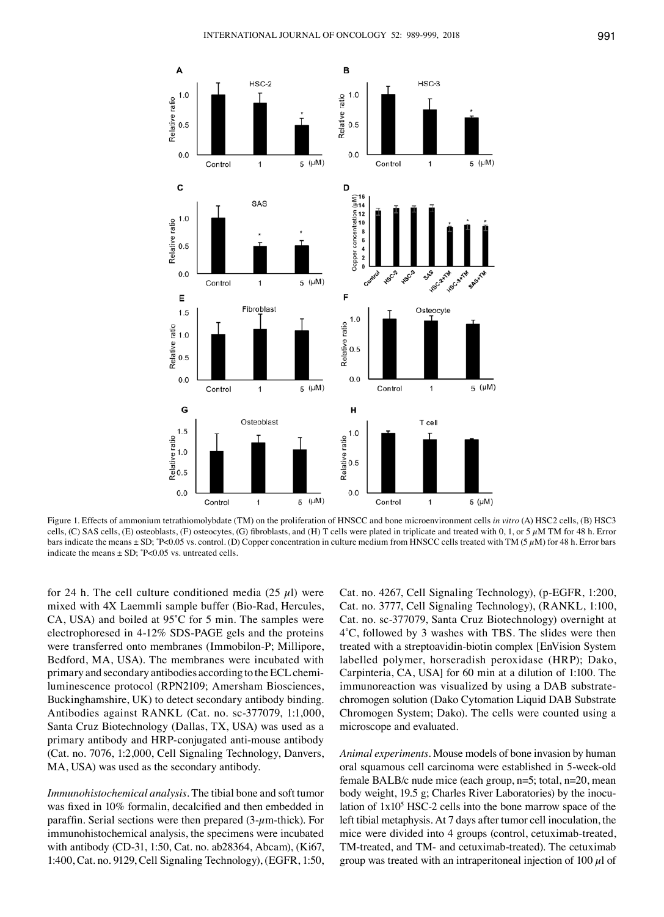Figure 1. Effects of ammonium tetrathiomolybdate (TM) on the proliferation of HNSCC and bone microenvironment cells *in vitro* (A) HSC2 cells, (B) HSC3 cells, (C) SAS cells, (E) osteoblasts, (F) osteocytes, (G) fibroblasts, and (H) T cells were plated in triplicate and treated with 0, 1, or 5 $\mu$M TM for 48 h. Error bars indicate the means ± SD; *P<0.05 vs. control. (D) Copper concentration in culture medium from HNSCC cells treated with TM (5 $\mu$M) for 48 h. Error bars indicate the means ± SD; *P<0.05 vs. untreated cells.

for 24 h. The cell culture conditioned media (25 $\mu$l) were mixed with 4X Laemmli sample buffer (Bio-Rad, Hercules, CA, USA) and boiled at 95˚C for 5 min. The samples were electrophoresed in 4-12% SDS-PAGE gels and the proteins were transferred onto membranes (Immobilon-P; Millipore, Bedford, MA, USA). The membranes were incubated with primary and secondary antibodies according to the ECL chemiluminescence protocol (RPN2109; Amersham Biosciences, Buckinghamshire, UK) to detect secondary antibody binding. Antibodies against RANKL (Cat. no. sc-377079, 1:1,000, Santa Cruz Biotechnology (Dallas, TX, USA) was used as a primary antibody and HRP-conjugated anti-mouse antibody (Cat. no. 7076, 1:2,000, Cell Signaling Technology, Danvers, MA, USA) was used as the secondary antibody.

*Immunohistochemical analysis.* The tibial bone and soft tumor was fixed in 10% formalin, decalcified and then embedded in paraffin. Serial sections were then prepared (3-$\mu$m-thick). For immunohistochemical analysis, the specimens were incubated with antibody (CD-31, 1:50, Cat. no. ab28364, Abcam), (Ki67, 1:400, Cat. no. 9129, Cell Signaling Technology), (EGFR, 1:50, Cat. no. 4267, Cell Signaling Technology), (p-EGFR, 1:200, Cat. no. 3777, Cell Signaling Technology), (RANKL, 1:100, Cat. no. sc-377079, Santa Cruz Biotechnology) overnight at 4˚C, followed by 3 washes with TBS. The slides were then treated with a streptoavidin-biotin complex [EnVision System labelled polymer, horseradish peroxidase (HRP); Dako, Carpinteria, CA, USA] for 60 min at a dilution of 1:100. The immunoreaction was visualized by using a DAB substrate-chromogen solution (Dako Cytomation Liquid DAB Substrate Chromogen System; Dako). The cells were counted using a microscope and evaluated.

*Animal experiments.* Mouse models of bone invasion by human oral squamous cell carcinoma were established in 5-week-old female BALB/c nude mice (each group, n=5; total, n=20, mean body weight, 19.5 g; Charles River Laboratories) by the inoculation of $1x10^5$ HSC-2 cells into the bone marrow space of the left tibial metaphysis. At 7 days after tumor cell inoculation, the mice were divided into 4 groups (control, cetuximab-treated, TM-treated, and TM- and cetuximab-treated). The cetuximab group was treated with an intraperitoneal injection of 100 $\mu$l of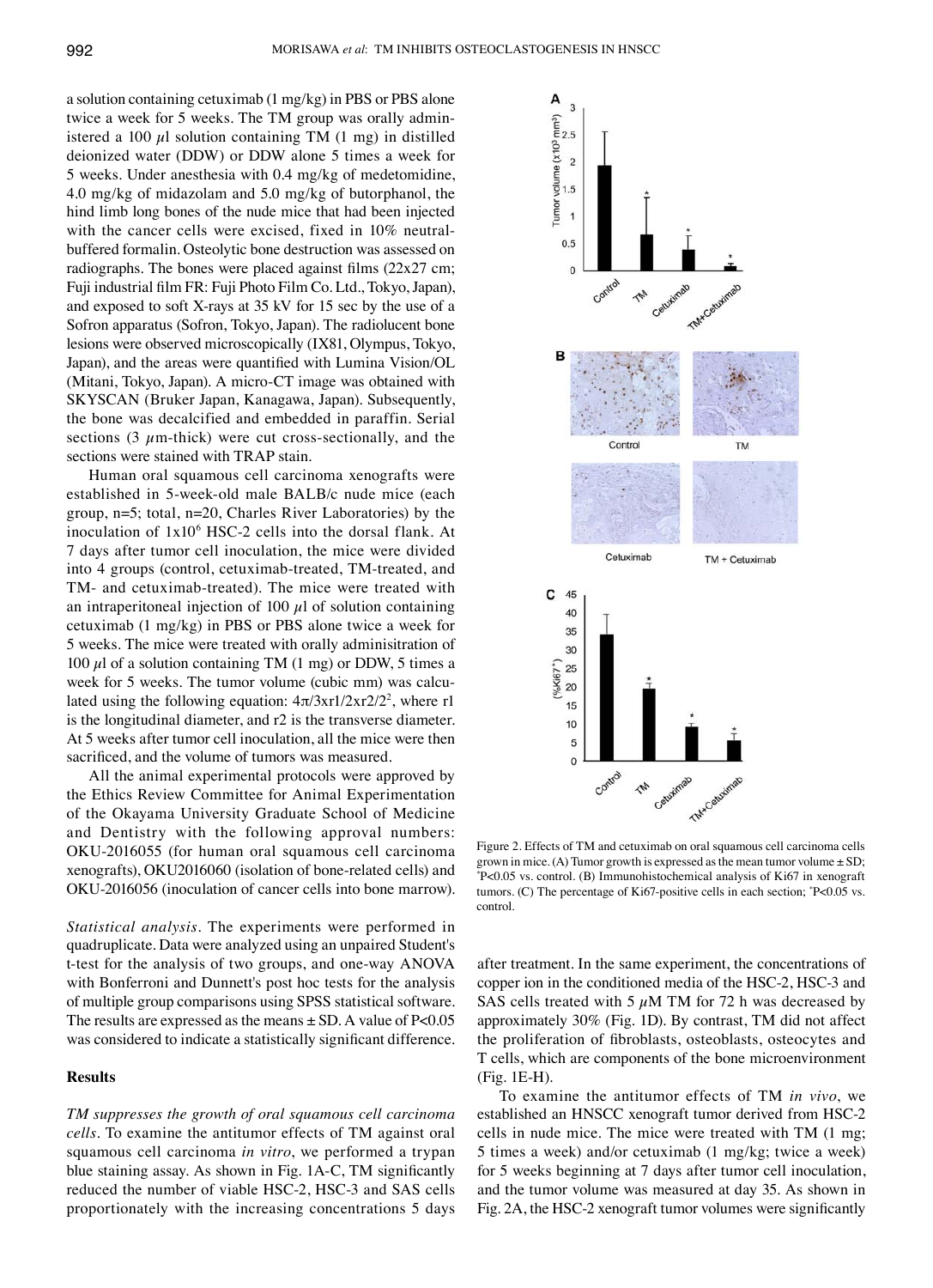a solution containing cetuximab (1 mg/kg) in PBS or PBS alone twice a week for 5 weeks. The TM group was orally administered a 100 $\mu$l solution containing TM (1 mg) in distilled deionized water (DDW) or DDW alone 5 times a week for 5 weeks. Under anesthesia with 0.4 mg/kg of medetomidine, 4.0 mg/kg of midazolam and 5.0 mg/kg of butorphanol, the hind limb long bones of the nude mice that had been injected with the cancer cells were excised, fixed in 10% neutral-buffered formalin. Osteolytic bone destruction was assessed on radiographs. The bones were placed against films (22x27 cm; Fuji industrial film FR: Fuji Photo Film Co. Ltd., Tokyo, Japan), and exposed to soft X-rays at 35 kV for 15 sec by the use of a Sofron apparatus (Sofron, Tokyo, Japan). The radiolucent bone lesions were observed microscopically (IX81, Olympus, Tokyo, Japan), and the areas were quantified with Lumina Vision/OL (Mitani, Tokyo, Japan). A micro-CT image was obtained with SKYSCAN (Bruker Japan, Kanagawa, Japan). Subsequently, the bone was decalcified and embedded in paraffin. Serial sections (3 $\mu$m-thick) were cut cross-sectionally, and the sections were stained with TRAP stain.

Human oral squamous cell carcinoma xenografts were established in 5-week-old male BALB/c nude mice (each group, n=5; total, n=20, Charles River Laboratories) by the inoculation of $1\times10^6$ HSC-2 cells into the dorsal flank. At 7 days after tumor cell inoculation, the mice were divided into 4 groups (control, cetuximab-treated, TM-treated, and TM- and cetuximab-treated). The mice were treated with an intraperitoneal injection of 100 $\mu$l of solution containing cetuximab (1 mg/kg) in PBS or PBS alone twice a week for 5 weeks. The mice were treated with orally adminisitration of 100 $\mu$l of a solution containing TM (1 mg) or DDW, 5 times a week for 5 weeks. The tumor volume (cubic mm) was calculated using the following equation: $4\pi/3 \times r1/2 \times r2/2^2$, where r1 is the longitudinal diameter, and r2 is the transverse diameter. At 5 weeks after tumor cell inoculation, all the mice were then sacrificed, and the volume of tumors was measured.

All the animal experimental protocols were approved by the Ethics Review Committee for Animal Experimentation of the Okayama University Graduate School of Medicine and Dentistry with the following approval numbers: OKU-2016055 (for human oral squamous cell carcinoma xenografts), OKU2016060 (isolation of bone-related cells) and OKU-2016056 (inoculation of cancer cells into bone marrow).

*Statistical analysis*. The experiments were performed in quadruplicate. Data were analyzed using an unpaired Student's t-test for the analysis of two groups, and one-way ANOVA with Bonferroni and Dunnett's post hoc tests for the analysis of multiple group comparisons using SPSS statistical software. The results are expressed as the means ± SD. A value of $P<0.05$ was considered to indicate a statistically significant difference.

## Results

*TM suppresses the growth of oral squamous cell carcinoma cells*. To examine the antitumor effects of TM against oral squamous cell carcinoma *in vitro*, we performed a trypan blue staining assay. As shown in Fig. 1A-C, TM significantly reduced the number of viable HSC-2, HSC-3 and SAS cells proportionately with the increasing concentrations 5 days after treatment. In the same experiment, the concentrations of copper ion in the conditioned media of the HSC-2, HSC-3 and SAS cells treated with 5 $\mu$M TM for 72 h was decreased by approximately 30% (Fig. 1D). By contrast, TM did not affect the proliferation of fibroblasts, osteoblasts, osteocytes and T cells, which are components of the bone microenvironment (Fig. 1E-H).

To examine the antitumor effects of TM *in vivo*, we established an HNSCC xenograft tumor derived from HSC-2 cells in nude mice. The mice were treated with TM (1 mg; 5 times a week) and/or cetuximab (1 mg/kg; twice a week) for 5 weeks beginning at 7 days after tumor cell inoculation, and the tumor volume was measured at day 35. As shown in Fig. 2A, the HSC-2 xenograft tumor volumes were significantly

Figure 2. Effects of TM and cetuximab on oral squamous cell carcinoma cells grown in mice. (A) Tumor growth is expressed as the mean tumor volume ± SD; *P<0.05 vs. control. (B) Immunohistochemical analysis of Ki67 in xenograft tumors. (C) The percentage of Ki67-positive cells in each section; *P<0.05 vs. control.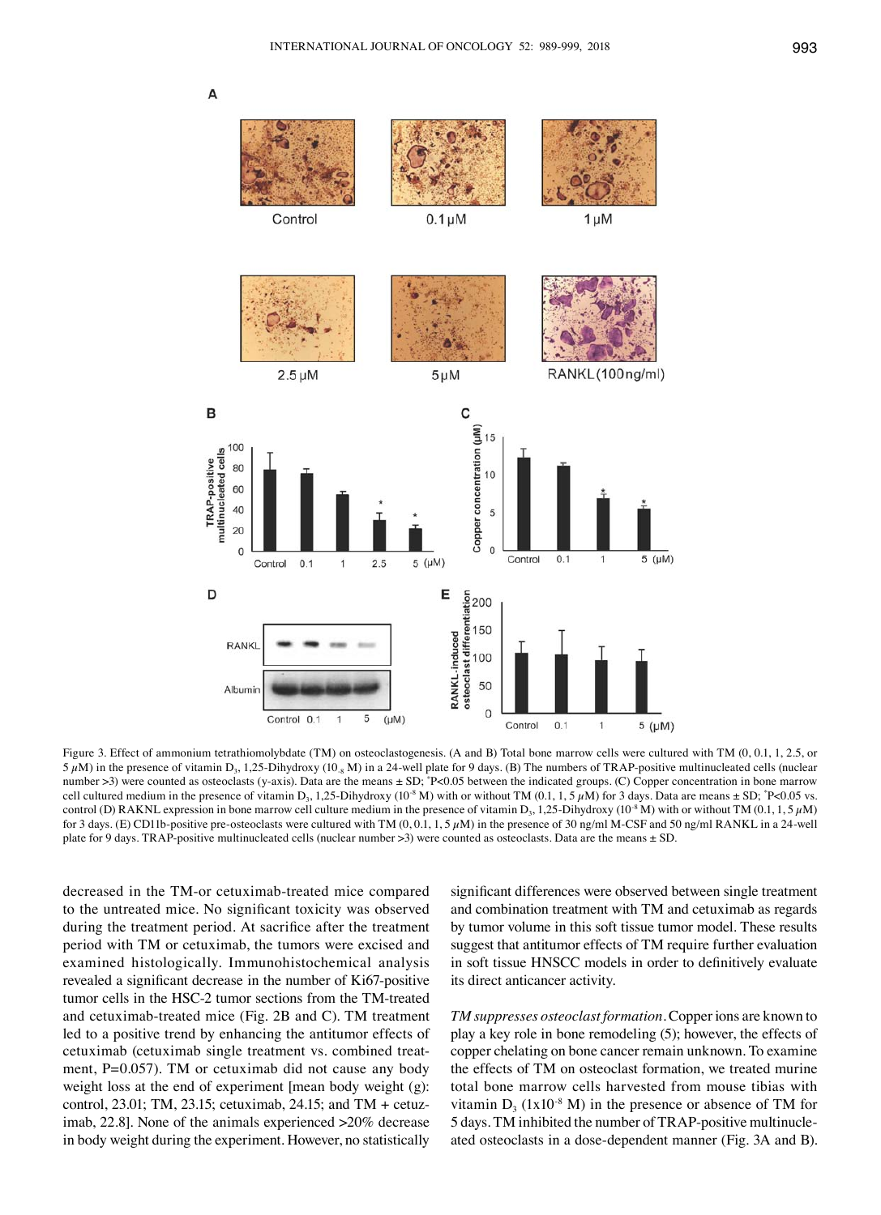Figure 3. Effect of ammonium tetrathiomolybdate (TM) on osteoclastogenesis. (A and B) Total bone marrow cells were cultured with TM (0, 0.1, 1, 2.5, or 5 $\mu$M) in the presence of vitamin $D_3$, 1,25-Dihydroxy ($10_{-8}$ M) in a 24-well plate for 9 days. (B) The numbers of TRAP-positive multinucleated cells (nuclear number >3) were counted as osteoclasts (y-axis). Data are the means ± SD; *P<0.05 between the indicated groups. (C) Copper concentration in bone marrow cell cultured medium in the presence of vitamin $D_3$, 1,25-Dihydroxy ($10^{-8}$ M) with or without TM (0.1, 1, 5 $\mu$M) for 3 days. Data are means ± SD; *P<0.05 vs. control (D) RAKNL expression in bone marrow cell culture medium in the presence of vitamin $D_3$, 1,25-Dihydroxy ($10^{-8}$ M) with or without TM (0.1, 1, 5 $\mu$M) for 3 days. (E) CD11b-positive pre-osteoclasts were cultured with TM (0, 0.1, 1, 5 $\mu$M) in the presence of 30 ng/ml M-CSF and 50 ng/ml RANKL in a 24-well plate for 9 days. TRAP-positive multinucleated cells (nuclear number >3) were counted as osteoclasts. Data are the means ± SD.

decreased in the TM-or cetuximab-treated mice compared to the untreated mice. No significant toxicity was observed during the treatment period. At sacrifice after the treatment period with TM or cetuximab, the tumors were excised and examined histologically. Immunohistochemical analysis revealed a significant decrease in the number of Ki67-positive tumor cells in the HSC-2 tumor sections from the TM-treated and cetuximab-treated mice (Fig. 2B and C). TM treatment led to a positive trend by enhancing the antitumor effects of cetuximab (cetuximab single treatment vs. combined treatment, P=0.057). TM or cetuximab did not cause any body weight loss at the end of experiment [mean body weight (g): control, 23.01; TM, 23.15; cetuximab, 24.15; and TM + cetuximab, 22.8]. None of the animals experienced >20% decrease in body weight during the experiment. However, no statistically significant differences were observed between single treatment and combination treatment with TM and cetuximab as regards by tumor volume in this soft tissue tumor model. These results suggest that antitumor effects of TM require further evaluation in soft tissue HNSCC models in order to definitively evaluate its direct anticancer activity.

*TM suppresses osteoclast formation.* Copper ions are known to play a key role in bone remodeling (5); however, the effects of copper chelating on bone cancer remain unknown. To examine the effects of TM on osteoclast formation, we treated murine total bone marrow cells harvested from mouse tibias with vitamin $D_3$ ($1 \times 10^{-8}$ M) in the presence or absence of TM for 5 days. TM inhibited the number of TRAP-positive multinucleated osteoclasts in a dose-dependent manner (Fig. 3A and B).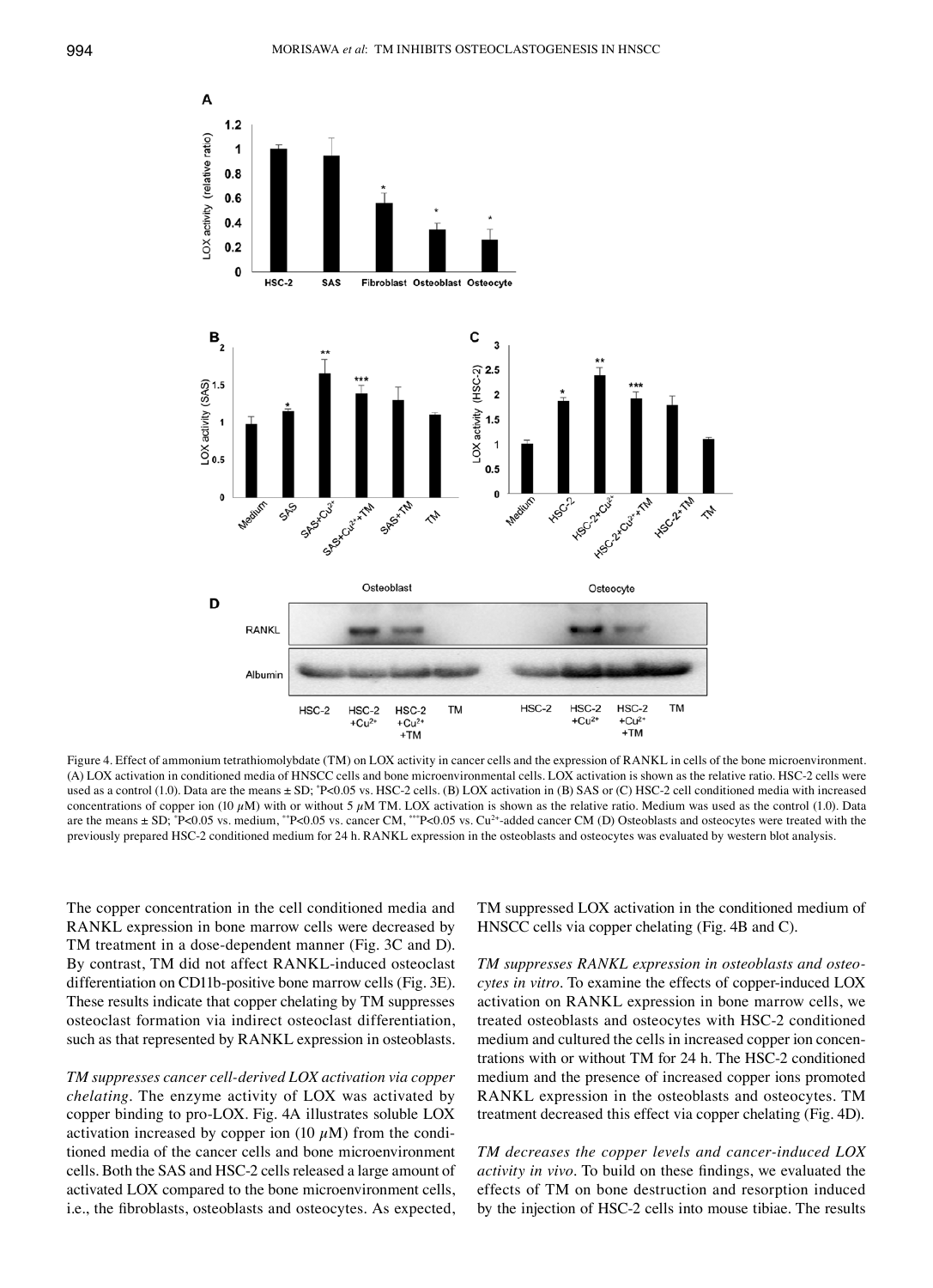Figure 4. Effect of ammonium tetrathiomolybdate (TM) on LOX activity in cancer cells and the expression of RANKL in cells of the bone microenvironment. (A) LOX activation in conditioned media of HNSCC cells and bone microenvironmental cells. LOX activation is shown as the relative ratio. HSC-2 cells were used as a control (1.0). Data are the means ± SD; *P<0.05 vs. HSC-2 cells. (B) LOX activation in (B) SAS or (C) HSC-2 cell conditioned media with increased concentrations of copper ion (10 $\mu$M) with or without 5 $\mu$M TM. LOX activation is shown as the relative ratio. Medium was used as the control (1.0). Data are the means ± SD; *P<0.05 vs. medium, **P<0.05 vs. cancer CM, ***P<0.05 vs. $Cu^{2+}$-added cancer CM (D) Osteoblasts and osteocytes were treated with the previously prepared HSC-2 conditioned medium for 24 h. RANKL expression in the osteoblasts and osteocytes was evaluated by western blot analysis.

The copper concentration in the cell conditioned media and RANKL expression in bone marrow cells were decreased by TM treatment in a dose-dependent manner (Fig. 3C and D). By contrast, TM did not affect RANKL-induced osteoclast differentiation on CD11b-positive bone marrow cells (Fig. 3E). These results indicate that copper chelating by TM suppresses osteoclast formation via indirect osteoclast differentiation, such as that represented by RANKL expression in osteoblasts.

*TM suppresses cancer cell-derived LOX activation via copper chelating*. The enzyme activity of LOX was activated by copper binding to pro-LOX. Fig. 4A illustrates soluble LOX activation increased by copper ion (10 $\mu$M) from the conditioned media of the cancer cells and bone microenvironment cells. Both the SAS and HSC-2 cells released a large amount of activated LOX compared to the bone microenvironment cells, i.e., the fibroblasts, osteoblasts and osteocytes. As expected, TM suppressed LOX activation in the conditioned medium of HNSCC cells via copper chelating (Fig. 4B and C).

*TM suppresses RANKL expression in osteoblasts and osteocytes in vitro*. To examine the effects of copper-induced LOX activation on RANKL expression in bone marrow cells, we treated osteoblasts and osteocytes with HSC-2 conditioned medium and cultured the cells in increased copper ion concentrations with or without TM for 24 h. The HSC-2 conditioned medium and the presence of increased copper ions promoted RANKL expression in the osteoblasts and osteocytes. TM treatment decreased this effect via copper chelating (Fig. 4D).

*TM decreases the copper levels and cancer-induced LOX activity in vivo*. To build on these findings, we evaluated the effects of TM on bone destruction and resorption induced by the injection of HSC-2 cells into mouse tibiae. The results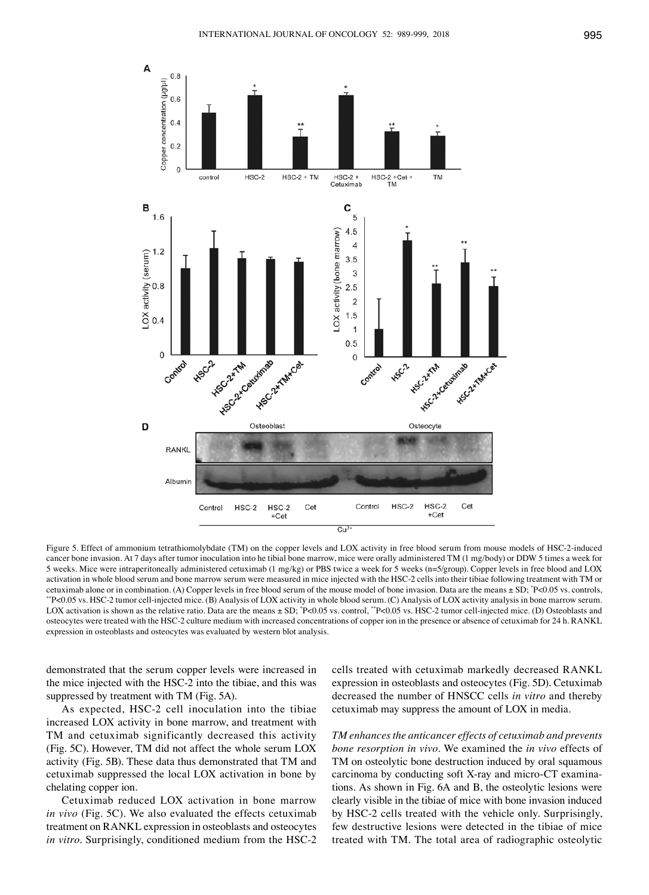Figure 5. Effect of ammonium tetrathiomolybdate (TM) on the copper levels and LOX activity in free blood serum from mouse models of HSC-2-induced cancer bone invasion. At 7 days after tumor inoculation into he tibial bone marrow, mice were orally administered TM (1 mg/body) or DDW 5 times a week for 5 weeks. Mice were intraperitoneally administered cetuximab (1 mg/kg) or PBS twice a week for 5 weeks (n=5/group). Copper levels in free blood and LOX activation in whole blood serum and bone marrow serum were measured in mice injected with the HSC-2 cells into their tibiae following treatment with TM or cetuximab alone or in combination. (A) Copper levels in free blood serum of the mouse model of bone invasion. Data are the means ± SD; *P<0.05 vs. controls, **P<0.05 vs. HSC-2 tumor cell-injected mice. (B) Analysis of LOX activity in whole blood serum. (C) Analysis of LOX activity analysis in bone marrow serum. LOX activation is shown as the relative ratio. Data are the means ± SD; *P<0.05 vs. control, **P<0.05 vs. HSC-2 tumor cell-injected mice. (D) Osteoblasts and osteocytes were treated with the HSC-2 culture medium with increased concentrations of copper ion in the presence or absence of cetuximab for 24 h. RANKL expression in osteoblasts and osteocytes was evaluated by western blot analysis.

demonstrated that the serum copper levels were increased in the mice injected with the HSC-2 into the tibiae, and this was suppressed by treatment with TM (Fig. 5A).

As expected, HSC-2 cell inoculation into the tibiae increased LOX activity in bone marrow, and treatment with TM and cetuximab significantly decreased this activity (Fig. 5C). However, TM did not affect the whole serum LOX activity (Fig. 5B). These data thus demonstrated that TM and cetuximab suppressed the local LOX activation in bone by chelating copper ion.

Cetuximab reduced LOX activation in bone marrow *in vivo* (Fig. 5C). We also evaluated the effects cetuximab treatment on RANKL expression in osteoblasts and osteocytes *in vitro*. Surprisingly, conditioned medium from the HSC-2 cells treated with cetuximab markedly decreased RANKL expression in osteoblasts and osteocytes (Fig. 5D). Cetuximab decreased the number of HNSCC cells *in vitro* and thereby cetuximab may suppress the amount of LOX in media.

*TM enhances the anticancer effects of cetuximab and prevents bone resorption in vivo*. We examined the *in vivo* effects of TM on osteolytic bone destruction induced by oral squamous carcinoma by conducting soft X-ray and micro-CT examinations. As shown in Fig. 6A and B, the osteolytic lesions were clearly visible in the tibiae of mice with bone invasion induced by HSC-2 cells treated with the vehicle only. Surprisingly, few destructive lesions were detected in the tibiae of mice treated with TM. The total area of radiographic osteolytic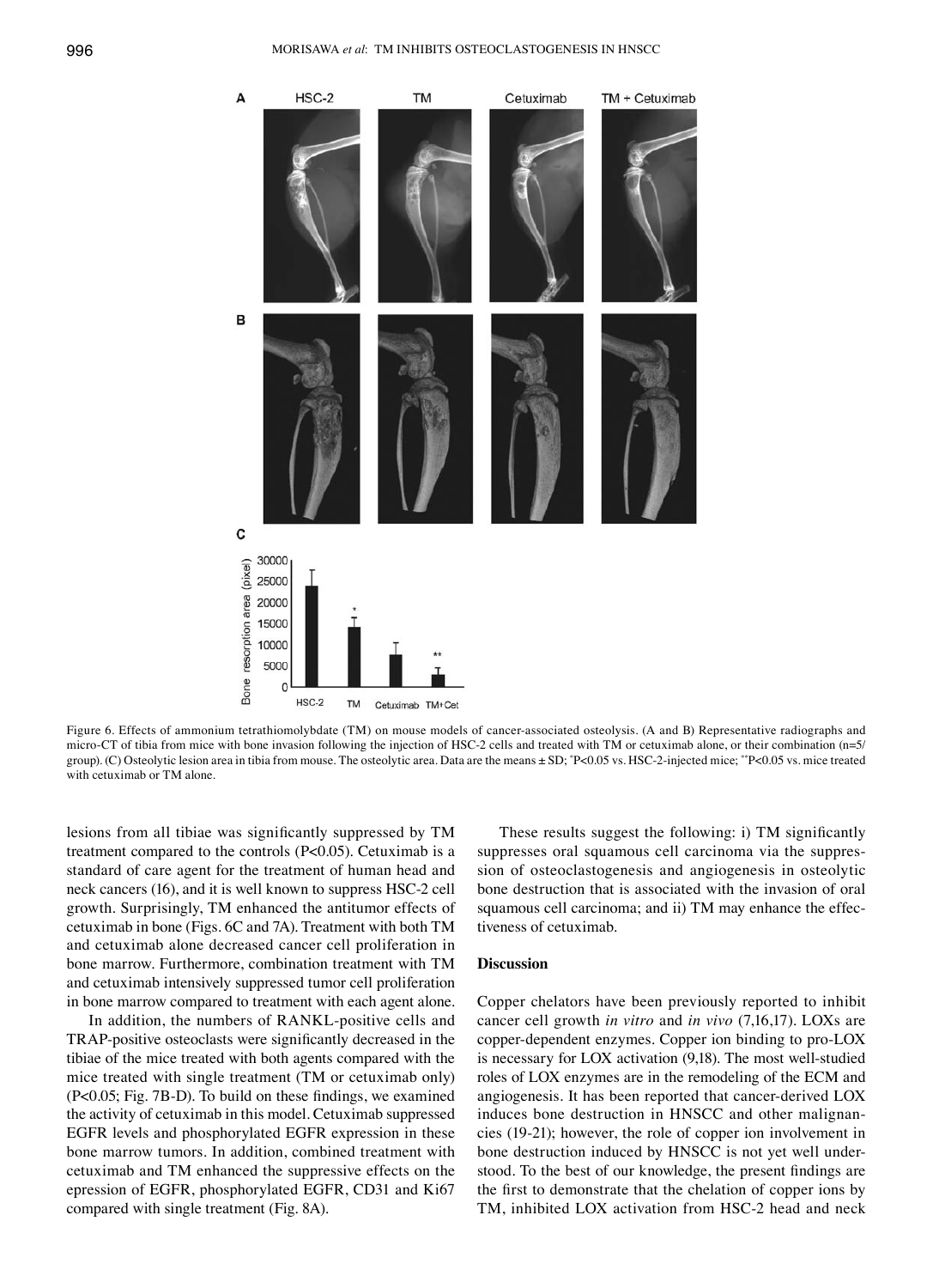Figure 6. Effects of ammonium tetrathiomolybdate (TM) on mouse models of cancer-associated osteolysis. (A and B) Representative radiographs and micro-CT of tibia from mice with bone invasion following the injection of HSC-2 cells and treated with TM or cetuximab alone, or their combination (n=5/group). (C) Osteolytic lesion area in tibia from mouse. The osteolytic area. Data are the means ± SD; *P<0.05 vs. HSC-2-injected mice; **P<0.05 vs. mice treated with cetuximab or TM alone.

lesions from all tibiae was significantly suppressed by TM treatment compared to the controls (P<0.05). Cetuximab is a standard of care agent for the treatment of human head and neck cancers (16), and it is well known to suppress HSC-2 cell growth. Surprisingly, TM enhanced the antitumor effects of cetuximab in bone (Figs. 6C and 7A). Treatment with both TM and cetuximab alone decreased cancer cell proliferation in bone marrow. Furthermore, combination treatment with TM and cetuximab intensively suppressed tumor cell proliferation in bone marrow compared to treatment with each agent alone.

In addition, the numbers of RANKL-positive cells and TRAP-positive osteoclasts were significantly decreased in the tibiae of the mice treated with both agents compared with the mice treated with single treatment (TM or cetuximab only) (P<0.05; Fig. 7B-D). To build on these findings, we examined the activity of cetuximab in this model. Cetuximab suppressed EGFR levels and phosphorylated EGFR expression in these bone marrow tumors. In addition, combined treatment with cetuximab and TM enhanced the suppressive effects on the epression of EGFR, phosphorylated EGFR, CD31 and Ki67 compared with single treatment (Fig. 8A).

These results suggest the following: i) TM significantly suppresses oral squamous cell carcinoma via the suppression of osteoclastogenesis and angiogenesis in osteolytic bone destruction that is associated with the invasion of oral squamous cell carcinoma; and ii) TM may enhance the effectiveness of cetuximab.

## Discussion

Copper chelators have been previously reported to inhibit cancer cell growth *in vitro* and *in vivo* (7,16,17). LOXs are copper-dependent enzymes. Copper ion binding to pro-LOX is necessary for LOX activation (9,18). The most well-studied roles of LOX enzymes are in the remodeling of the ECM and angiogenesis. It has been reported that cancer-derived LOX induces bone destruction in HNSCC and other malignancies (19-21); however, the role of copper ion involvement in bone destruction induced by HNSCC is not yet well understood. To the best of our knowledge, the present findings are the first to demonstrate that the chelation of copper ions by TM, inhibited LOX activation from HSC-2 head and neck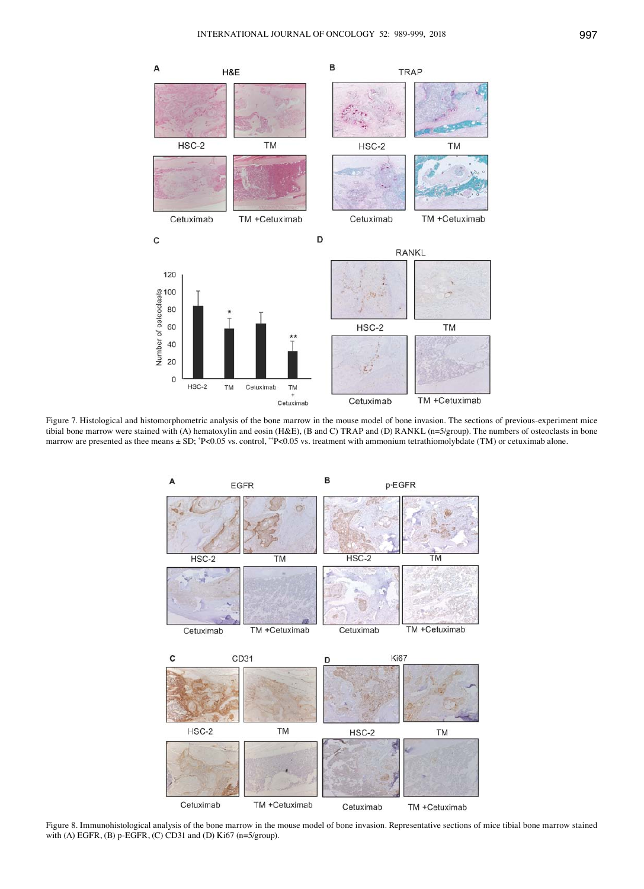Figure 7. Histological and histomorphometric analysis of the bone marrow in the mouse model of bone invasion. The sections of previous-experiment mice tibial bone marrow were stained with (A) hematoxylin and eosin (H&E), (B and C) TRAP and (D) RANKL (n=5/group). The numbers of osteoclasts in bone marrow are presented as thee means ± SD; *P<0.05 vs. control, **P<0.05 vs. treatment with ammonium tetrathiomolybdate (TM) or cetuximab alone.

Figure 8. Immunohistological analysis of the bone marrow in the mouse model of bone invasion. Representative sections of mice tibial bone marrow stained with (A) EGFR, (B) p-EGFR, (C) CD31 and (D) Ki67 (n=5/group).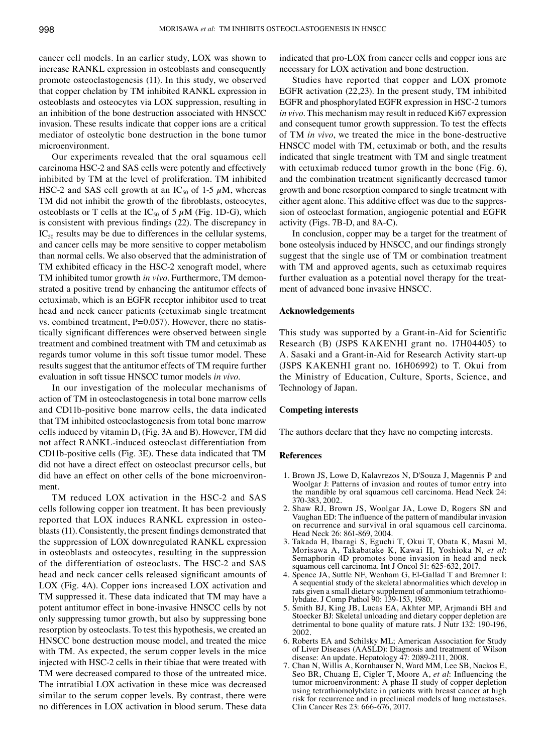cancer cell models. In an earlier study, LOX was shown to increase RANKL expression in osteoblasts and consequently promote osteoclastogenesis (11). In this study, we observed that copper chelation by TM inhibited RANKL expression in osteoblasts and osteocytes via LOX suppression, resulting in an inhibition of the bone destruction associated with HNSCC invasion. These results indicate that copper ions are a critical mediator of osteolytic bone destruction in the bone tumor microenvironment.

Our experiments revealed that the oral squamous cell carcinoma HSC-2 and SAS cells were potently and effectively inhibited by TM at the level of proliferation. TM inhibited HSC-2 and SAS cell growth at an $IC_{50}$ of 1-5 $\mu$M, whereas TM did not inhibit the growth of the fibroblasts, osteocytes, osteoblasts or T cells at the $IC_{50}$ of 5 $\mu$M (Fig. 1D-G), which is consistent with previous findings (22). The discrepancy in $IC_{50}$ results may be due to differences in the cellular systems, and cancer cells may be more sensitive to copper metabolism than normal cells. We also observed that the administration of TM exhibited efficacy in the HSC-2 xenograft model, where TM inhibited tumor growth *in vivo*. Furthermore, TM demonstrated a positive trend by enhancing the antitumor effects of cetuximab, which is an EGFR receptor inhibitor used to treat head and neck cancer patients (cetuximab single treatment vs. combined treatment, P=0.057). However, there no statistically significant differences were observed between single treatment and combined treatment with TM and cetuximab as regards tumor volume in this soft tissue tumor model. These results suggest that the antitumor effects of TM require further evaluation in soft tissue HNSCC tumor models *in vivo*.

In our investigation of the molecular mechanisms of action of TM in osteoclastogenesis in total bone marrow cells and CD11b-positive bone marrow cells, the data indicated that TM inhibited osteoclastogenesis from total bone marrow cells induced by vitamin $D_3$ (Fig. 3A and B). However, TM did not affect RANKL-induced osteoclast differentiation from CD11b-positive cells (Fig. 3E). These data indicated that TM did not have a direct effect on osteoclast precursor cells, but did have an effect on other cells of the bone microenvironment.

TM reduced LOX activation in the HSC-2 and SAS cells following copper ion treatment. It has been previously reported that LOX induces RANKL expression in osteoblasts (11). Consistently, the present findings demonstrated that the suppression of LOX downregulated RANKL expression in osteoblasts and osteocytes, resulting in the suppression of the differentiation of osteoclasts. The HSC-2 and SAS head and neck cancer cells released significant amounts of LOX (Fig. 4A). Copper ions increased LOX activation and TM suppressed it. These data indicated that TM may have a potent antitumor effect in bone-invasive HNSCC cells by not only suppressing tumor growth, but also by suppressing bone resorption by osteoclasts. To test this hypothesis, we created an HNSCC bone destruction mouse model, and treated the mice with TM. As expected, the serum copper levels in the mice injected with HSC-2 cells in their tibiae that were treated with TM were decreased compared to those of the untreated mice. The intratibial LOX activation in these mice was decreased similar to the serum copper levels. By contrast, there were no differences in LOX activation in blood serum. These data indicated that pro-LOX from cancer cells and copper ions are necessary for LOX activation and bone destruction.

Studies have reported that copper and LOX promote EGFR activation (22,23). In the present study, TM inhibited EGFR and phosphorylated EGFR expression in HSC-2 tumors *in vivo*. This mechanism may result in reduced Ki67 expression and consequent tumor growth suppression. To test the effects of TM *in vivo*, we treated the mice in the bone-destructive HNSCC model with TM, cetuximab or both, and the results indicated that single treatment with TM and single treatment with cetuximab reduced tumor growth in the bone (Fig. 6), and the combination treatment significantly decreased tumor growth and bone resorption compared to single treatment with either agent alone. This additive effect was due to the suppression of osteoclast formation, angiogenic potential and EGFR activity (Figs. 7B-D, and 8A-C).

In conclusion, copper may be a target for the treatment of bone osteolysis induced by HNSCC, and our findings strongly suggest that the single use of TM or combination treatment with TM and approved agents, such as cetuximab requires further evaluation as a potential novel therapy for the treatment of advanced bone invasive HNSCC.

## Acknowledgements

This study was supported by a Grant-in-Aid for Scientific Research (B) (JSPS KAKENHI grant no. 17H04405) to A. Sasaki and a Grant-in-Aid for Research Activity start-up (JSPS KAKENHI grant no. 16H06992) to T. Okui from the Ministry of Education, Culture, Sports, Science, and Technology of Japan.

## Competing interests

The authors declare that they have no competing interests.

## References

1. Brown JS, Lowe D, Kalavrezos N, D'Souza J, Magennis P and Woolgar J: Patterns of invasion and routes of tumor entry into the mandible by oral squamous cell carcinoma. Head Neck 24: 370-383, 2002.
2. Shaw RJ, Brown JS, Woolgar JA, Lowe D, Rogers SN and Vaughan ED: The influence of the pattern of mandibular invasion on recurrence and survival in oral squamous cell carcinoma. Head Neck 26: 861-869, 2004.
3. Takada H, Ibaragi S, Eguchi T, Okui T, Obata K, Masui M, Morisawa A, Takabatake K, Kawai H, Yoshioka N, *et al*: Semaphorin 4D promotes bone invasion in head and neck squamous cell carcinoma. Int J Oncol 51: 625-632, 2017.
4. Spence JA, Suttle NF, Wenham G, El-Gallad T and Bremner I: A sequential study of the skeletal abnormalities which develop in rats given a small dietary supplement of ammonium tetrathiomolybdate. J Comp Pathol 90: 139-153, 1980.
5. Smith BJ, King JB, Lucas EA, Akhter MP, Arjmandi BH and Stoecker BJ: Skeletal unloading and dietary copper depletion are detrimental to bone quality of mature rats. J Nutr 132: 190-196, 2002.
6. Roberts EA and Schilsky ML; American Association for Study of Liver Diseases (AASLD): Diagnosis and treatment of Wilson disease: An update. Hepatology 47: 2089-2111, 2008.
7. Chan N, Willis A, Kornhauser N, Ward MM, Lee SB, Nackos E, Seo BR, Chuang E, Cigler T, Moore A, *et al*: Influencing the tumor microenvironment: A phase II study of copper depletion using tetrathiomolybdate in patients with breast cancer at high risk for recurrence and in preclinical models of lung metastases. Clin Cancer Res 23: 666-676, 2017.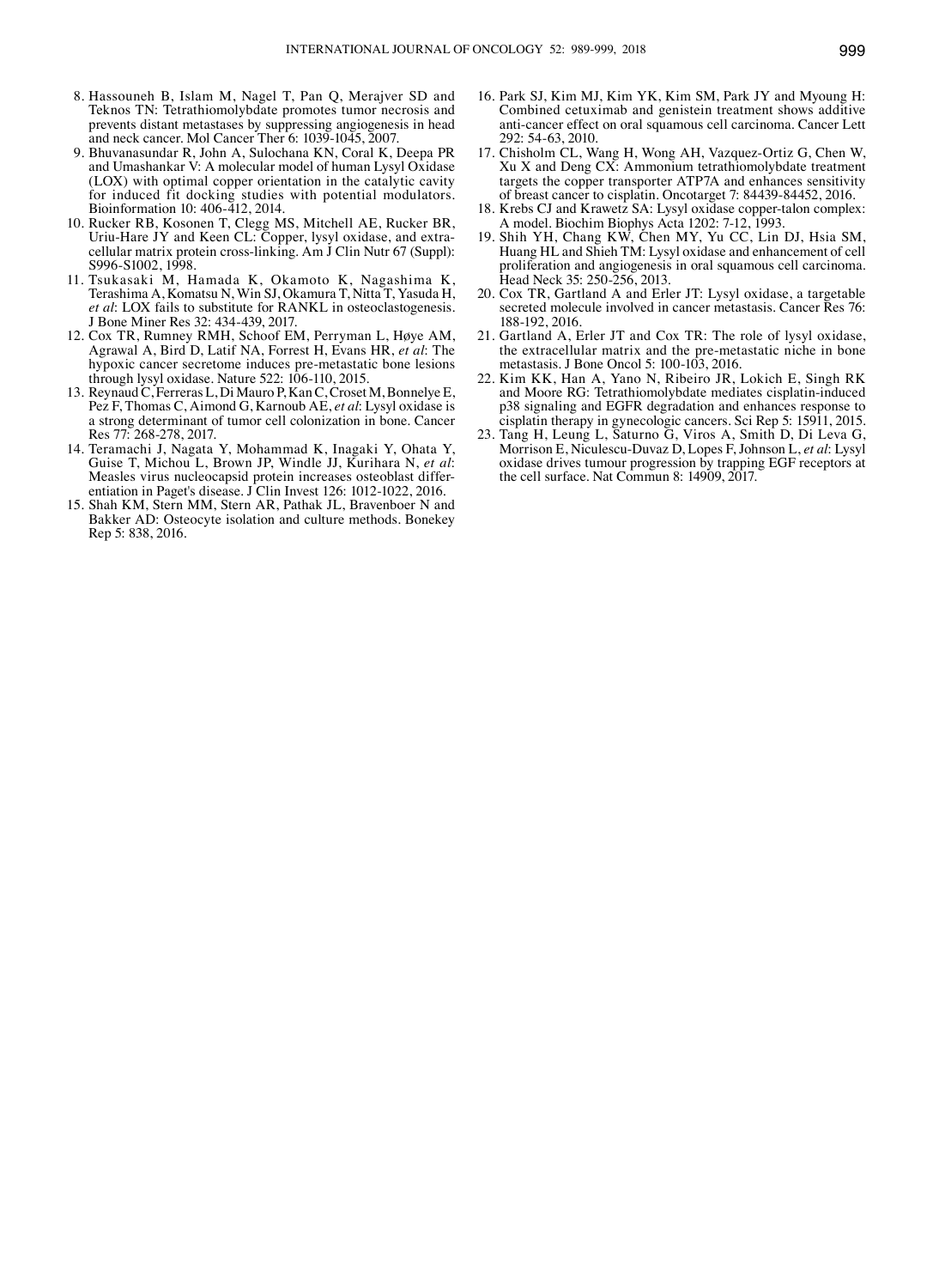8. Hassouneh B, Islam M, Nagel T, Pan Q, Merajver SD and Teknos TN: Tetrathiomolybdate promotes tumor necrosis and prevents distant metastases by suppressing angiogenesis in head and neck cancer. Mol Cancer Ther 6: 1039-1045, 2007.
9. Bhuvanasundar R, John A, Sulochana KN, Coral K, Deepa PR and Umashankar V: A molecular model of human Lysyl Oxidase (LOX) with optimal copper orientation in the catalytic cavity for induced fit docking studies with potential modulators. Bioinformation 10: 406-412, 2014.
10. Rucker RB, Kosonen T, Clegg MS, Mitchell AE, Rucker BR, Uriu-Hare JY and Keen CL: Copper, lysyl oxidase, and extracellular matrix protein cross-linking. Am J Clin Nutr 67 (Suppl): S996-S1002, 1998.
11. Tsukasaki M, Hamada K, Okamoto K, Nagashima K, Terashima A, Komatsu N, Win SJ, Okamura T, Nitta T, Yasuda H, *et al*: LOX fails to substitute for RANKL in osteoclastogenesis. J Bone Miner Res 32: 434-439, 2017.
12. Cox TR, Rumney RMH, Schoof EM, Perryman L, Høye AM, Agrawal A, Bird D, Latif NA, Forrest H, Evans HR, *et al*: The hypoxic cancer secretome induces pre-metastatic bone lesions through lysyl oxidase. Nature 522: 106-110, 2015.
13. Reynaud C, Ferreras L, Di Mauro P, Kan C, Croset M, Bonnelye E, Pez F, Thomas C, Aimond G, Karnoub AE, *et al*: Lysyl oxidase is a strong determinant of tumor cell colonization in bone. Cancer Res 77: 268-278, 2017.
14. Teramachi J, Nagata Y, Mohammad K, Inagaki Y, Ohata Y, Guise T, Michou L, Brown JP, Windle JJ, Kurihara N, *et al*: Measles virus nucleocapsid protein increases osteoblast differentiation in Paget's disease. J Clin Invest 126: 1012-1022, 2016.
15. Shah KM, Stern MM, Stern AR, Pathak JL, Bravenboer N and Bakker AD: Osteocyte isolation and culture methods. Bonekey Rep 5: 838, 2016.
16. Park SJ, Kim MJ, Kim YK, Kim SM, Park JY and Myoung H: Combined cetuximab and genistein treatment shows additive anti-cancer effect on oral squamous cell carcinoma. Cancer Lett 292: 54-63, 2010.
17. Chisholm CL, Wang H, Wong AH, Vazquez-Ortiz G, Chen W, Xu X and Deng CX: Ammonium tetrathiomolybdate treatment targets the copper transporter ATP7A and enhances sensitivity of breast cancer to cisplatin. Oncotarget 7: 84439-84452, 2016.
18. Krebs CJ and Krawetz SA: Lysyl oxidase copper-talon complex: A model. Biochim Biophys Acta 1202: 7-12, 1993.
19. Shih YH, Chang KW, Chen MY, Yu CC, Lin DJ, Hsia SM, Huang HL and Shieh TM: Lysyl oxidase and enhancement of cell proliferation and angiogenesis in oral squamous cell carcinoma. Head Neck 35: 250-256, 2013.
20. Cox TR, Gartland A and Erler JT: Lysyl oxidase, a targetable secreted molecule involved in cancer metastasis. Cancer Res 76: 188-192, 2016.
21. Gartland A, Erler JT and Cox TR: The role of lysyl oxidase, the extracellular matrix and the pre-metastatic niche in bone metastasis. J Bone Oncol 5: 100-103, 2016.
22. Kim KK, Han A, Yano N, Ribeiro JR, Lokich E, Singh RK and Moore RG: Tetrathiomolybdate mediates cisplatin-induced p38 signaling and EGFR degradation and enhances response to cisplatin therapy in gynecologic cancers. Sci Rep 5: 15911, 2015.
23. Tang H, Leung L, Saturno G, Viros A, Smith D, Di Leva G, Morrison E, Niculescu-Duvaz D, Lopes F, Johnson L, *et al*: Lysyl oxidase drives tumour progression by trapping EGF receptors at the cell surface. Nat Commun 8: 14909, 2017.